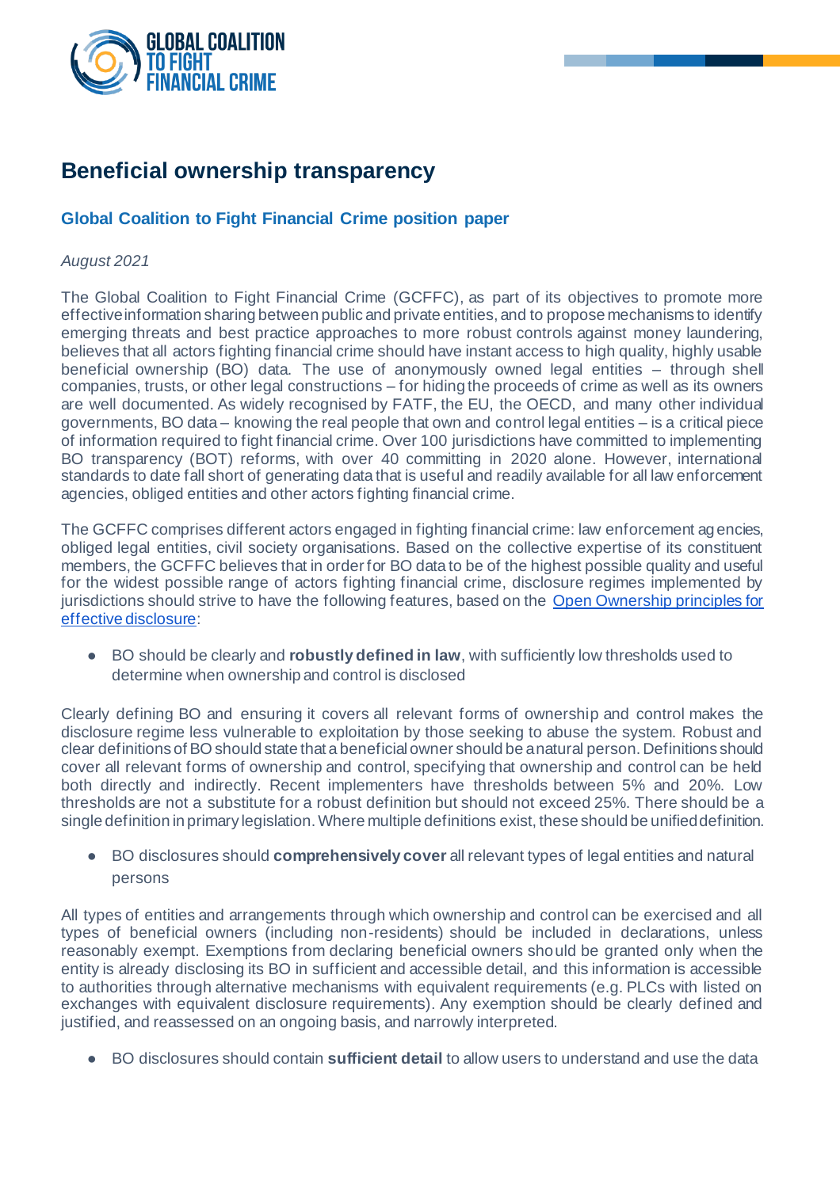# Beneficial ownership transparency

## Global Coalition to Fight Financial Crime position paper

*August 2021*

The Global Coalition to Fight Financial Crime (GCFFC), as part of its objectives to promote more effective information sharing between public and private entities, and to propose mechanisms to identify emerging threats and best practice approaches to more robust controls against money laundering, believes that all actors fighting financial crime should have instant access to high quality, highly usable beneficial ownership (BO) data. The use of anonymously owned legal entities – through shell companies, trusts, or other legal constructions – for hiding the proceeds of crime as well as its owners are well documented. As widely recognised by FATF, the EU, the OECD, and many other individual governments, BO data – knowing the real people that own and control legal entities – is a critical piece of information required to fight financial crime. Over 100 jurisdictions have committed to implementing BO transparency (BOT) reforms, with over 40 committing in 2020 alone. However, international standards to date fall short of generating data that is useful and readily available for all law enforcement agencies, obliged entities and other actors fighting financial crime.

The GCFFC comprises different actors engaged in fighting financial crime: law enforcement agencies, obliged legal entities, civil society organisations. Based on the collective expertise of its constituent members, the GCFFC believes that in order for BO data to be of the highest possible quality and useful for the widest possible range of actors fighting financial crime, disclosure regimes implemented by jurisdictions should strive to have the following features, based on the [Open Ownership principles for effective disclosure]:

- BO should be clearly and **robustly defined in law**, with sufficiently low thresholds used to determine when ownership and control is disclosed

Clearly defining BO and ensuring it covers all relevant forms of ownership and control makes the disclosure regime less vulnerable to exploitation by those seeking to abuse the system. Robust and clear definitions of BO should state that a beneficial owner should be a natural person. Definitions should cover all relevant forms of ownership and control, specifying that ownership and control can be held both directly and indirectly. Recent implementers have thresholds between 5% and 20%. Low thresholds are not a substitute for a robust definition but should not exceed 25%. There should be a single definition in primary legislation. Where multiple definitions exist, these should be unified definition.

- BO disclosures should **comprehensively cover** all relevant types of legal entities and natural persons

All types of entities and arrangements through which ownership and control can be exercised and all types of beneficial owners (including non-residents) should be included in declarations, unless reasonably exempt. Exemptions from declaring beneficial owners should be granted only when the entity is already disclosing its BO in sufficient and accessible detail, and this information is accessible to authorities through alternative mechanisms with equivalent requirements (e.g. PLCs with listed on exchanges with equivalent disclosure requirements). Any exemption should be clearly defined and justified, and reassessed on an ongoing basis, and narrowly interpreted.

- BO disclosures should contain **sufficient detail** to allow users to understand and use the data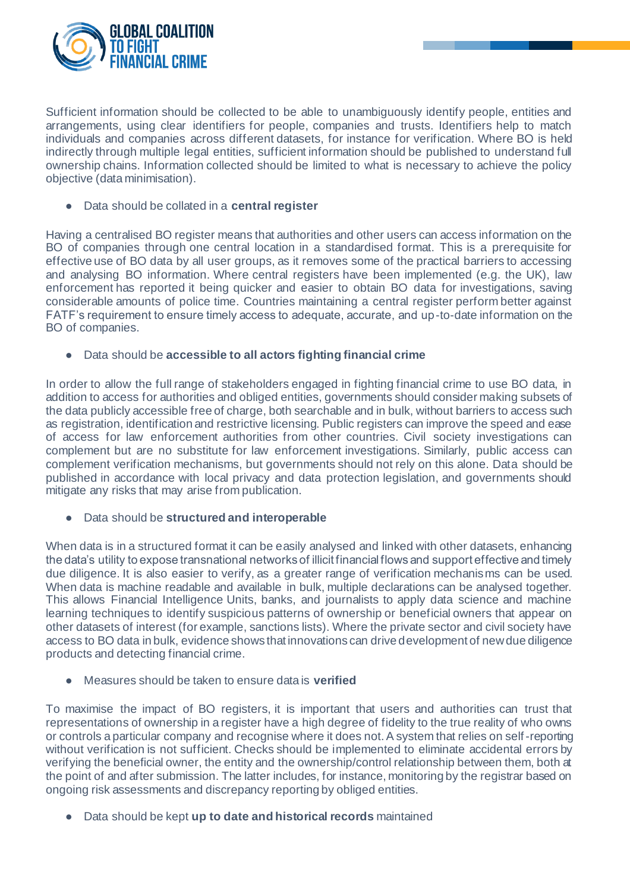Sufficient information should be collected to be able to unambiguously identify people, entities and arrangements, using clear identifiers for people, companies and trusts. Identifiers help to match individuals and companies across different datasets, for instance for verification. Where BO is held indirectly through multiple legal entities, sufficient information should be published to understand full ownership chains. Information collected should be limited to what is necessary to achieve the policy objective (data minimisation).

- Data should be collated in a **central register**

Having a centralised BO register means that authorities and other users can access information on the BO of companies through one central location in a standardised format. This is a prerequisite for effective use of BO data by all user groups, as it removes some of the practical barriers to accessing and analysing BO information. Where central registers have been implemented (e.g. the UK), law enforcement has reported it being quicker and easier to obtain BO data for investigations, saving considerable amounts of police time. Countries maintaining a central register perform better against FATF's requirement to ensure timely access to adequate, accurate, and up-to-date information on the BO of companies.

- Data should be **accessible to all actors fighting financial crime**

In order to allow the full range of stakeholders engaged in fighting financial crime to use BO data, in addition to access for authorities and obliged entities, governments should consider making subsets of the data publicly accessible free of charge, both searchable and in bulk, without barriers to access such as registration, identification and restrictive licensing. Public registers can improve the speed and ease of access for law enforcement authorities from other countries. Civil society investigations can complement but are no substitute for law enforcement investigations. Similarly, public access can complement verification mechanisms, but governments should not rely on this alone. Data should be published in accordance with local privacy and data protection legislation, and governments should mitigate any risks that may arise from publication.

- Data should be **structured and interoperable**

When data is in a structured format it can be easily analysed and linked with other datasets, enhancing the data's utility to expose transnational networks of illicit financial flows and support effective and timely due diligence. It is also easier to verify, as a greater range of verification mechanisms can be used. When data is machine readable and available in bulk, multiple declarations can be analysed together. This allows Financial Intelligence Units, banks, and journalists to apply data science and machine learning techniques to identify suspicious patterns of ownership or beneficial owners that appear on other datasets of interest (for example, sanctions lists). Where the private sector and civil society have access to BO data in bulk, evidence shows that innovations can drive development of new due diligence products and detecting financial crime.

- Measures should be taken to ensure data is **verified**

To maximise the impact of BO registers, it is important that users and authorities can trust that representations of ownership in a register have a high degree of fidelity to the true reality of who owns or controls a particular company and recognise where it does not. A system that relies on self-reporting without verification is not sufficient. Checks should be implemented to eliminate accidental errors by verifying the beneficial owner, the entity and the ownership/control relationship between them, both at the point of and after submission. The latter includes, for instance, monitoring by the registrar based on ongoing risk assessments and discrepancy reporting by obliged entities.

- Data should be kept **up to date and historical records** maintained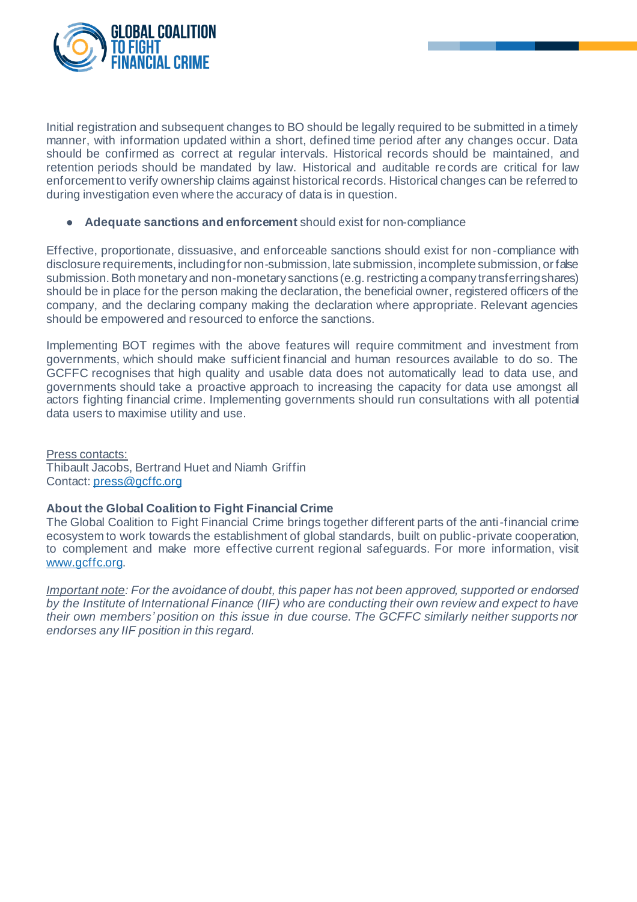Initial registration and subsequent changes to BO should be legally required to be submitted in a timely manner, with information updated within a short, defined time period after any changes occur. Data should be confirmed as correct at regular intervals. Historical records should be maintained, and retention periods should be mandated by law. Historical and auditable records are critical for law enforcement to verify ownership claims against historical records. Historical changes can be referred to during investigation even where the accuracy of data is in question.

- **Adequate sanctions and enforcement** should exist for non-compliance

Effective, proportionate, dissuasive, and enforceable sanctions should exist for non-compliance with disclosure requirements, including for non-submission, late submission, incomplete submission, or false submission. Both monetary and non-monetary sanctions (e.g. restricting a company transferring shares) should be in place for the person making the declaration, the beneficial owner, registered officers of the company, and the declaring company making the declaration where appropriate. Relevant agencies should be empowered and resourced to enforce the sanctions.

Implementing BOT regimes with the above features will require commitment and investment from governments, which should make sufficient financial and human resources available to do so. The GCFFC recognises that high quality and usable data does not automatically lead to data use, and governments should take a proactive approach to increasing the capacity for data use amongst all actors fighting financial crime. Implementing governments should run consultations with all potential data users to maximise utility and use.

Press contacts:
Thibault Jacobs, Bertrand Huet and Niamh Griffin
Contact: press@gcffc.org

**About the Global Coalition to Fight Financial Crime**
The Global Coalition to Fight Financial Crime brings together different parts of the anti-financial crime ecosystem to work towards the establishment of global standards, built on public-private cooperation, to complement and make more effective current regional safeguards. For more information, visit www.gcffc.org.

*Important note: For the avoidance of doubt, this paper has not been approved, supported or endorsed by the Institute of International Finance (IIF) who are conducting their own review and expect to have their own members' position on this issue in due course. The GCFFC similarly neither supports nor endorses any IIF position in this regard.*